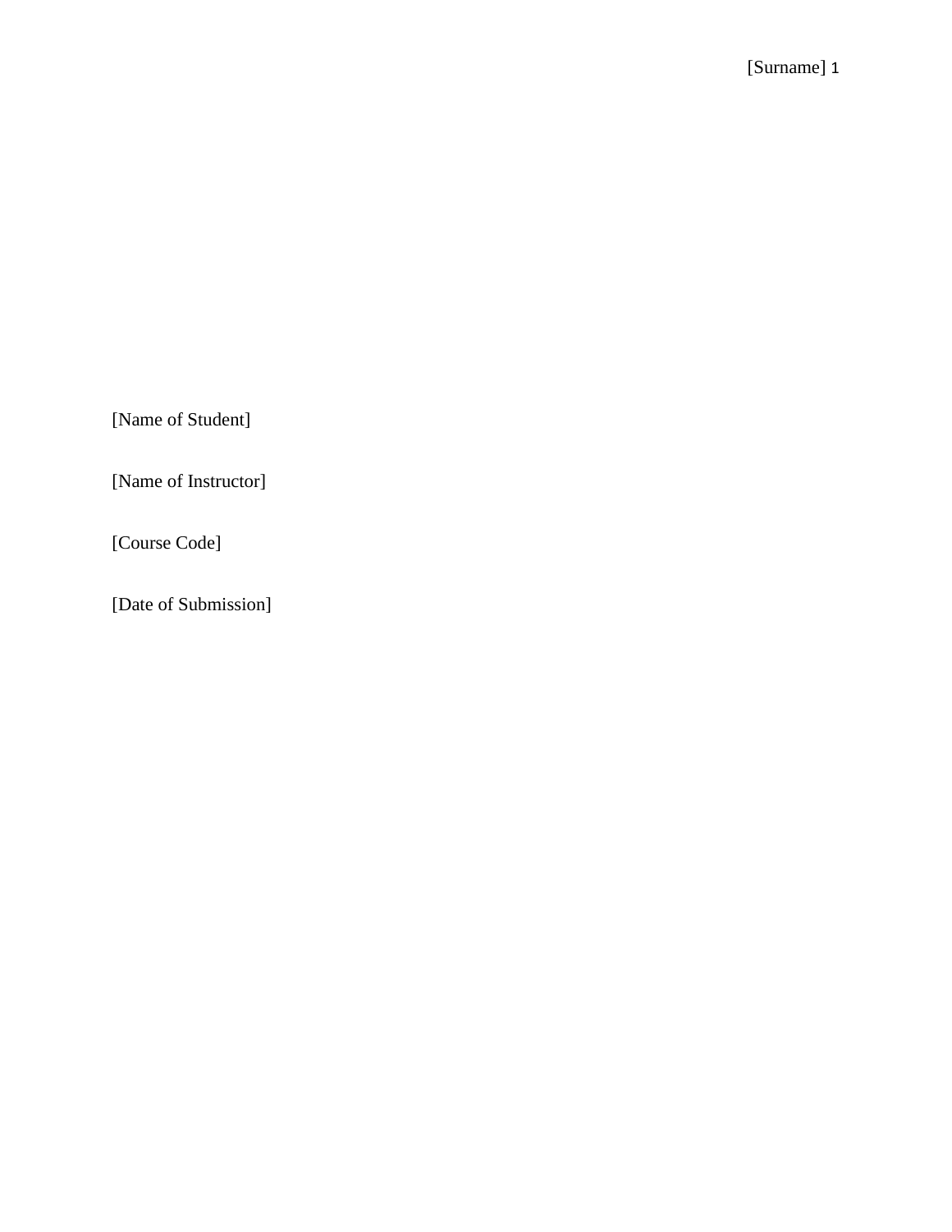[Name of Student]

[Name of Instructor]

[Course Code]

[Date of Submission]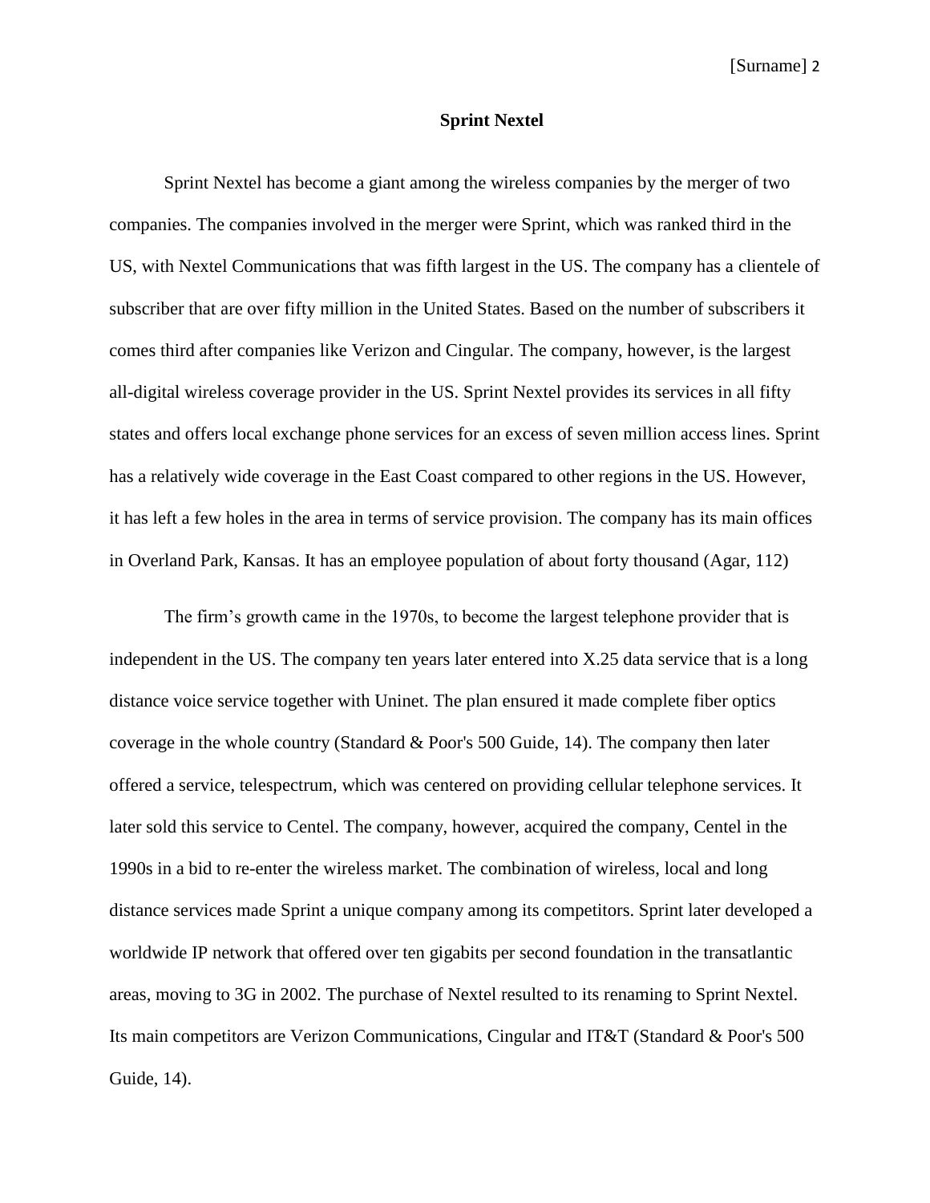## Sprint Nextel

Sprint Nextel has become a giant among the wireless companies by the merger of two companies. The companies involved in the merger were Sprint, which was ranked third in the US, with Nextel Communications that was fifth largest in the US. The company has a clientele of subscriber that are over fifty million in the United States. Based on the number of subscribers it comes third after companies like Verizon and Cingular. The company, however, is the largest all-digital wireless coverage provider in the US. Sprint Nextel provides its services in all fifty states and offers local exchange phone services for an excess of seven million access lines. Sprint has a relatively wide coverage in the East Coast compared to other regions in the US. However, it has left a few holes in the area in terms of service provision. The company has its main offices in Overland Park, Kansas. It has an employee population of about forty thousand (Agar, 112)

The firm's growth came in the 1970s, to become the largest telephone provider that is independent in the US. The company ten years later entered into X.25 data service that is a long distance voice service together with Uninet. The plan ensured it made complete fiber optics coverage in the whole country (Standard & Poor's 500 Guide, 14). The company then later offered a service, telespectrum, which was centered on providing cellular telephone services. It later sold this service to Centel. The company, however, acquired the company, Centel in the 1990s in a bid to re-enter the wireless market. The combination of wireless, local and long distance services made Sprint a unique company among its competitors. Sprint later developed a worldwide IP network that offered over ten gigabits per second foundation in the transatlantic areas, moving to 3G in 2002. The purchase of Nextel resulted to its renaming to Sprint Nextel. Its main competitors are Verizon Communications, Cingular and IT&T (Standard & Poor's 500 Guide, 14).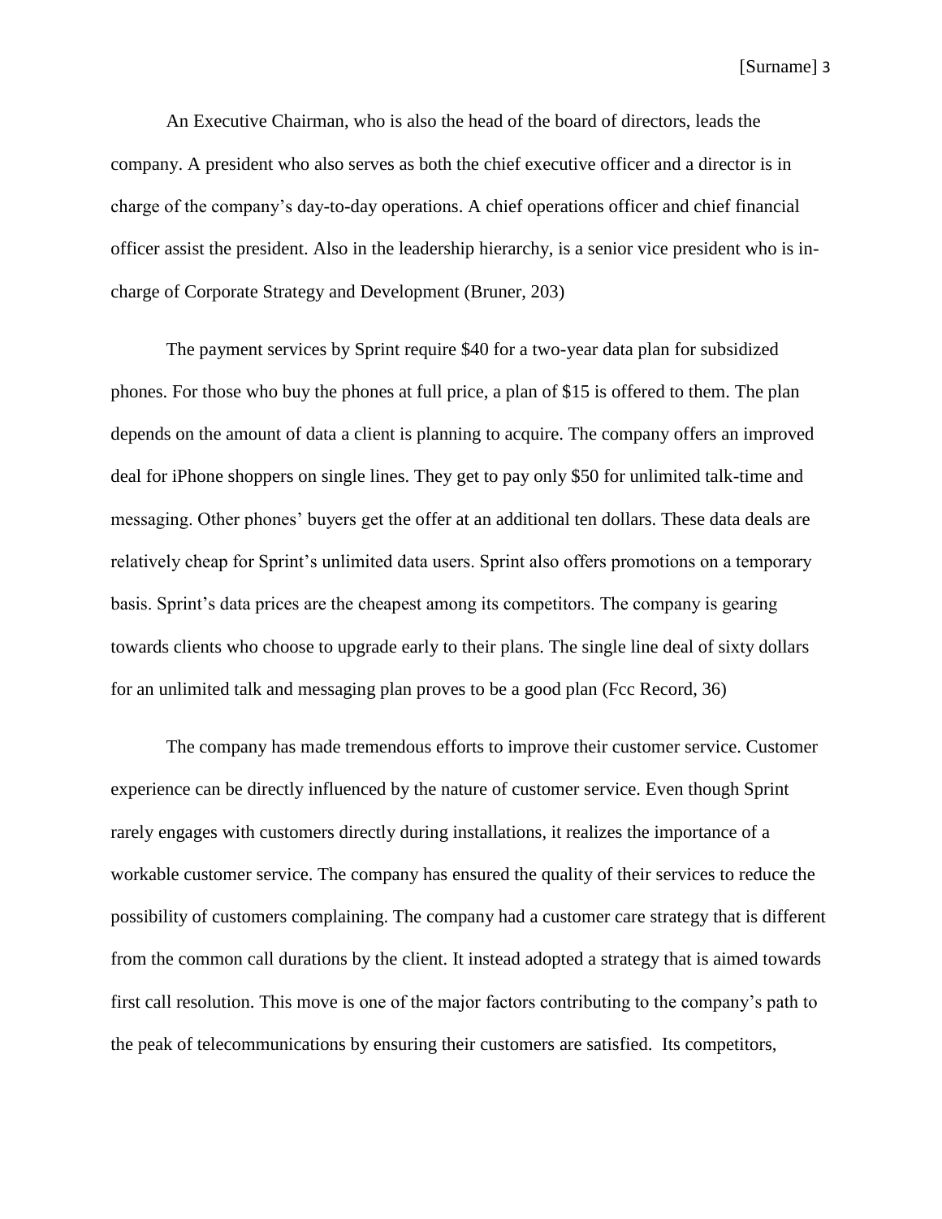An Executive Chairman, who is also the head of the board of directors, leads the company. A president who also serves as both the chief executive officer and a director is in charge of the company's day-to-day operations. A chief operations officer and chief financial officer assist the president. Also in the leadership hierarchy, is a senior vice president who is in-charge of Corporate Strategy and Development (Bruner, 203)

The payment services by Sprint require $40 for a two-year data plan for subsidized phones. For those who buy the phones at full price, a plan of $15 is offered to them. The plan depends on the amount of data a client is planning to acquire. The company offers an improved deal for iPhone shoppers on single lines. They get to pay only $50 for unlimited talk-time and messaging. Other phones' buyers get the offer at an additional ten dollars. These data deals are relatively cheap for Sprint's unlimited data users. Sprint also offers promotions on a temporary basis. Sprint's data prices are the cheapest among its competitors. The company is gearing towards clients who choose to upgrade early to their plans. The single line deal of sixty dollars for an unlimited talk and messaging plan proves to be a good plan (Fcc Record, 36)

The company has made tremendous efforts to improve their customer service. Customer experience can be directly influenced by the nature of customer service. Even though Sprint rarely engages with customers directly during installations, it realizes the importance of a workable customer service. The company has ensured the quality of their services to reduce the possibility of customers complaining. The company had a customer care strategy that is different from the common call durations by the client. It instead adopted a strategy that is aimed towards first call resolution. This move is one of the major factors contributing to the company's path to the peak of telecommunications by ensuring their customers are satisfied. Its competitors,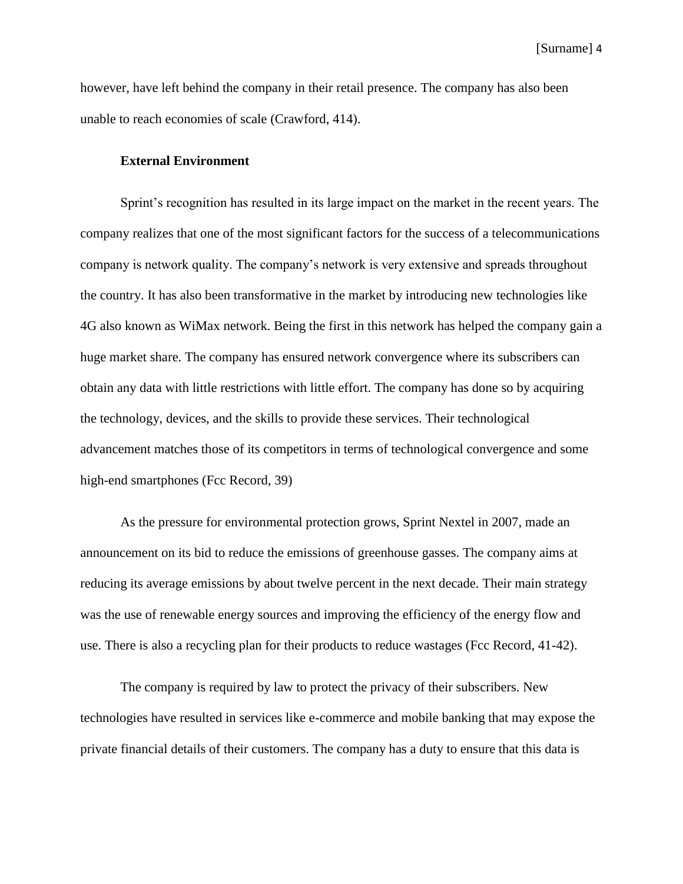however, have left behind the company in their retail presence. The company has also been unable to reach economies of scale (Crawford, 414).

**External Environment**

Sprint's recognition has resulted in its large impact on the market in the recent years. The company realizes that one of the most significant factors for the success of a telecommunications company is network quality. The company's network is very extensive and spreads throughout the country. It has also been transformative in the market by introducing new technologies like 4G also known as WiMax network. Being the first in this network has helped the company gain a huge market share. The company has ensured network convergence where its subscribers can obtain any data with little restrictions with little effort. The company has done so by acquiring the technology, devices, and the skills to provide these services. Their technological advancement matches those of its competitors in terms of technological convergence and some high-end smartphones (Fcc Record, 39)

As the pressure for environmental protection grows, Sprint Nextel in 2007, made an announcement on its bid to reduce the emissions of greenhouse gasses. The company aims at reducing its average emissions by about twelve percent in the next decade. Their main strategy was the use of renewable energy sources and improving the efficiency of the energy flow and use. There is also a recycling plan for their products to reduce wastages (Fcc Record, 41-42).

The company is required by law to protect the privacy of their subscribers. New technologies have resulted in services like e-commerce and mobile banking that may expose the private financial details of their customers. The company has a duty to ensure that this data is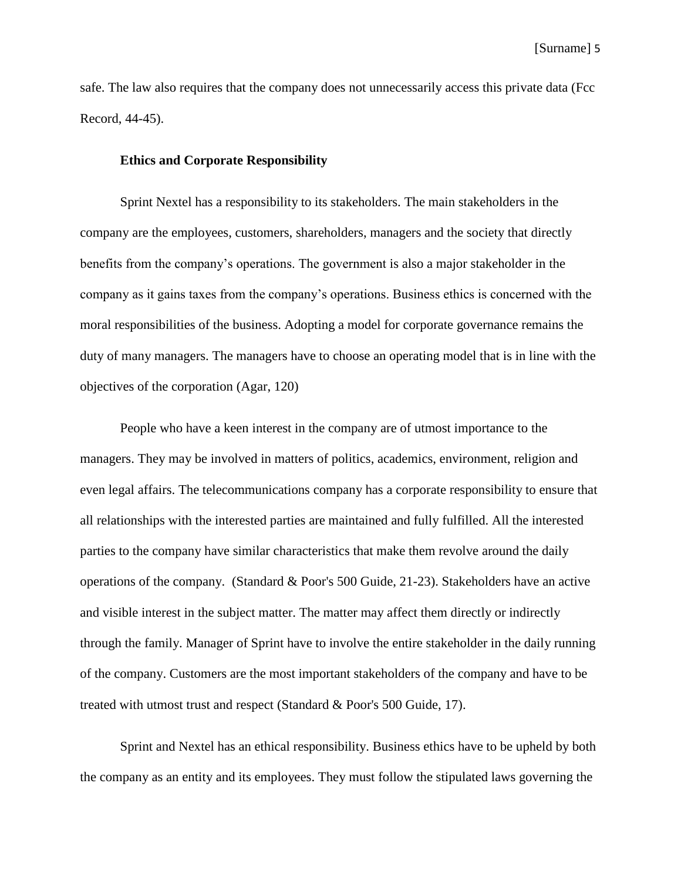safe. The law also requires that the company does not unnecessarily access this private data (Fcc Record, 44-45).

### Ethics and Corporate Responsibility

Sprint Nextel has a responsibility to its stakeholders. The main stakeholders in the company are the employees, customers, shareholders, managers and the society that directly benefits from the company's operations. The government is also a major stakeholder in the company as it gains taxes from the company's operations. Business ethics is concerned with the moral responsibilities of the business. Adopting a model for corporate governance remains the duty of many managers. The managers have to choose an operating model that is in line with the objectives of the corporation (Agar, 120)

People who have a keen interest in the company are of utmost importance to the managers. They may be involved in matters of politics, academics, environment, religion and even legal affairs. The telecommunications company has a corporate responsibility to ensure that all relationships with the interested parties are maintained and fully fulfilled. All the interested parties to the company have similar characteristics that make them revolve around the daily operations of the company. (Standard & Poor's 500 Guide, 21-23). Stakeholders have an active and visible interest in the subject matter. The matter may affect them directly or indirectly through the family. Manager of Sprint have to involve the entire stakeholder in the daily running of the company. Customers are the most important stakeholders of the company and have to be treated with utmost trust and respect (Standard & Poor's 500 Guide, 17).

Sprint and Nextel has an ethical responsibility. Business ethics have to be upheld by both the company as an entity and its employees. They must follow the stipulated laws governing the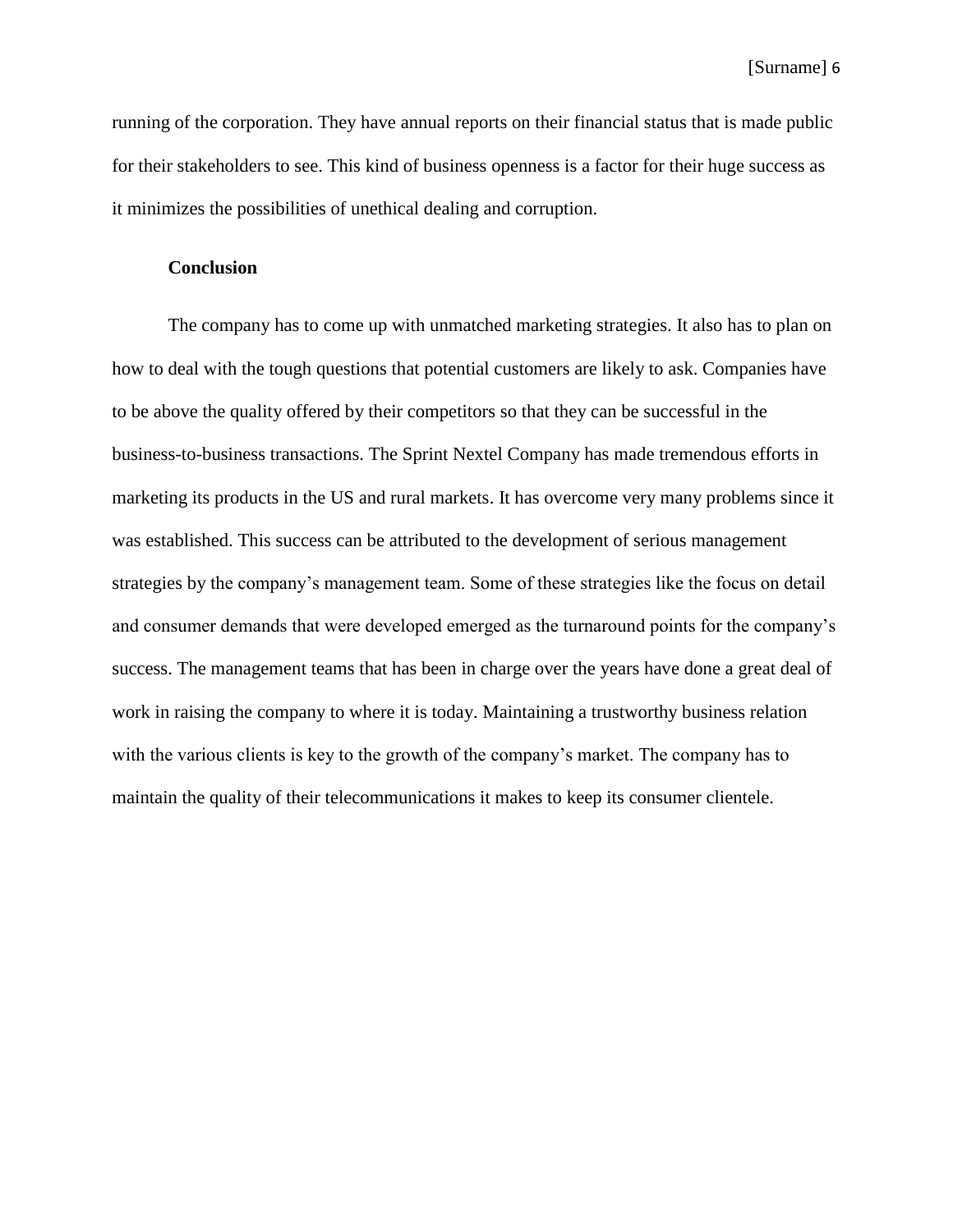running of the corporation. They have annual reports on their financial status that is made public for their stakeholders to see. This kind of business openness is a factor for their huge success as it minimizes the possibilities of unethical dealing and corruption.

## Conclusion

The company has to come up with unmatched marketing strategies. It also has to plan on how to deal with the tough questions that potential customers are likely to ask. Companies have to be above the quality offered by their competitors so that they can be successful in the business-to-business transactions. The Sprint Nextel Company has made tremendous efforts in marketing its products in the US and rural markets. It has overcome very many problems since it was established. This success can be attributed to the development of serious management strategies by the company's management team. Some of these strategies like the focus on detail and consumer demands that were developed emerged as the turnaround points for the company's success. The management teams that has been in charge over the years have done a great deal of work in raising the company to where it is today. Maintaining a trustworthy business relation with the various clients is key to the growth of the company's market. The company has to maintain the quality of their telecommunications it makes to keep its consumer clientele.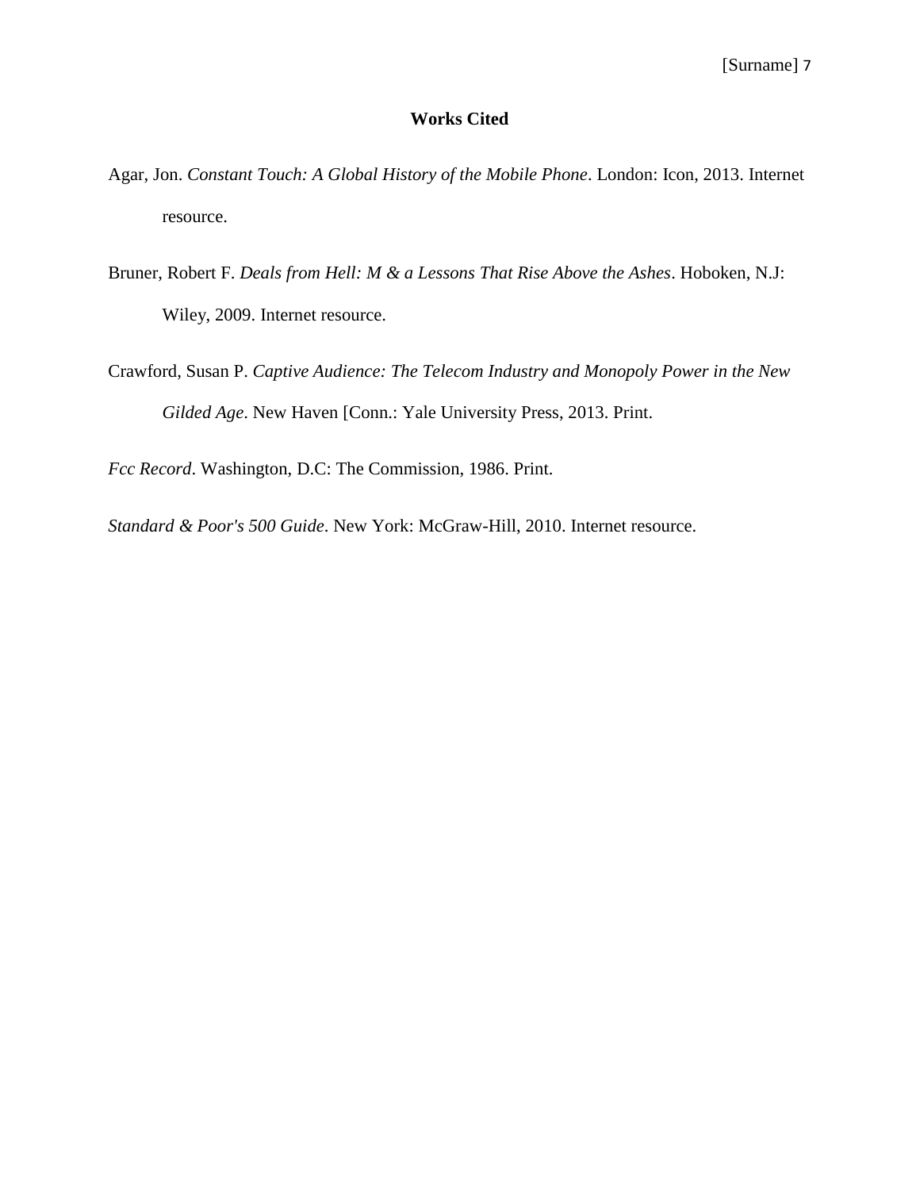# Works Cited

Agar, Jon. *Constant Touch: A Global History of the Mobile Phone*. London: Icon, 2013. Internet resource.

Bruner, Robert F. *Deals from Hell: M & a Lessons That Rise Above the Ashes*. Hoboken, N.J: Wiley, 2009. Internet resource.

Crawford, Susan P. *Captive Audience: The Telecom Industry and Monopoly Power in the New Gilded Age*. New Haven [Conn.: Yale University Press, 2013. Print.

*Fcc Record*. Washington, D.C: The Commission, 1986. Print.

*Standard & Poor's 500 Guide*. New York: McGraw-Hill, 2010. Internet resource.